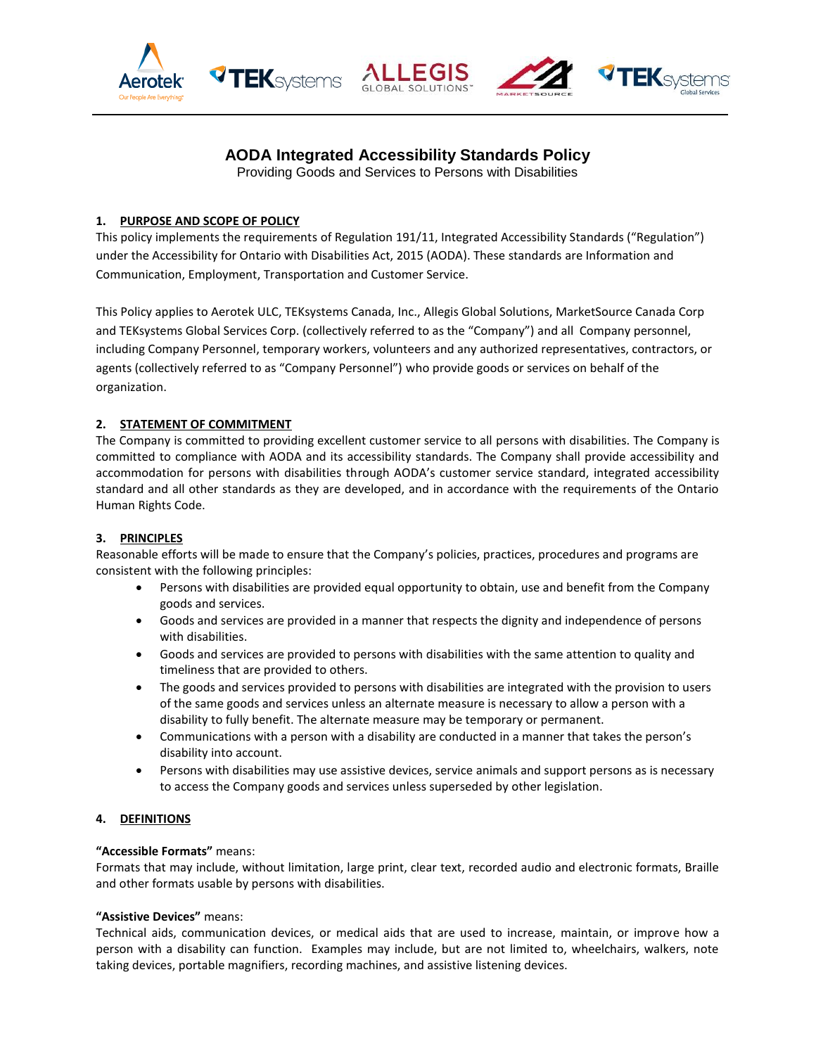# AODA Integrated Accessibility Standards Policy

Providing Goods and Services to Persons with Disabilities

## 1. PURPOSE AND SCOPE OF POLICY

This policy implements the requirements of Regulation 191/11, Integrated Accessibility Standards ("Regulation") under the Accessibility for Ontario with Disabilities Act, 2015 (AODA). These standards are Information and Communication, Employment, Transportation and Customer Service.

This Policy applies to Aerotek ULC, TEKsystems Canada, Inc., Allegis Global Solutions, MarketSource Canada Corp and TEKsystems Global Services Corp. (collectively referred to as the "Company") and all Company personnel, including Company Personnel, temporary workers, volunteers and any authorized representatives, contractors, or agents (collectively referred to as "Company Personnel") who provide goods or services on behalf of the organization.

## 2. STATEMENT OF COMMITMENT

The Company is committed to providing excellent customer service to all persons with disabilities. The Company is committed to compliance with AODA and its accessibility standards. The Company shall provide accessibility and accommodation for persons with disabilities through AODA's customer service standard, integrated accessibility standard and all other standards as they are developed, and in accordance with the requirements of the Ontario Human Rights Code.

## 3. PRINCIPLES

Reasonable efforts will be made to ensure that the Company's policies, practices, procedures and programs are consistent with the following principles:

- Persons with disabilities are provided equal opportunity to obtain, use and benefit from the Company goods and services.
- Goods and services are provided in a manner that respects the dignity and independence of persons with disabilities.
- Goods and services are provided to persons with disabilities with the same attention to quality and timeliness that are provided to others.
- The goods and services provided to persons with disabilities are integrated with the provision to users of the same goods and services unless an alternate measure is necessary to allow a person with a disability to fully benefit. The alternate measure may be temporary or permanent.
- Communications with a person with a disability are conducted in a manner that takes the person's disability into account.
- Persons with disabilities may use assistive devices, service animals and support persons as is necessary to access the Company goods and services unless superseded by other legislation.

## 4. DEFINITIONS

**"Accessible Formats"** means:
Formats that may include, without limitation, large print, clear text, recorded audio and electronic formats, Braille and other formats usable by persons with disabilities.

**"Assistive Devices"** means:
Technical aids, communication devices, or medical aids that are used to increase, maintain, or improve how a person with a disability can function. Examples may include, but are not limited to, wheelchairs, walkers, note taking devices, portable magnifiers, recording machines, and assistive listening devices.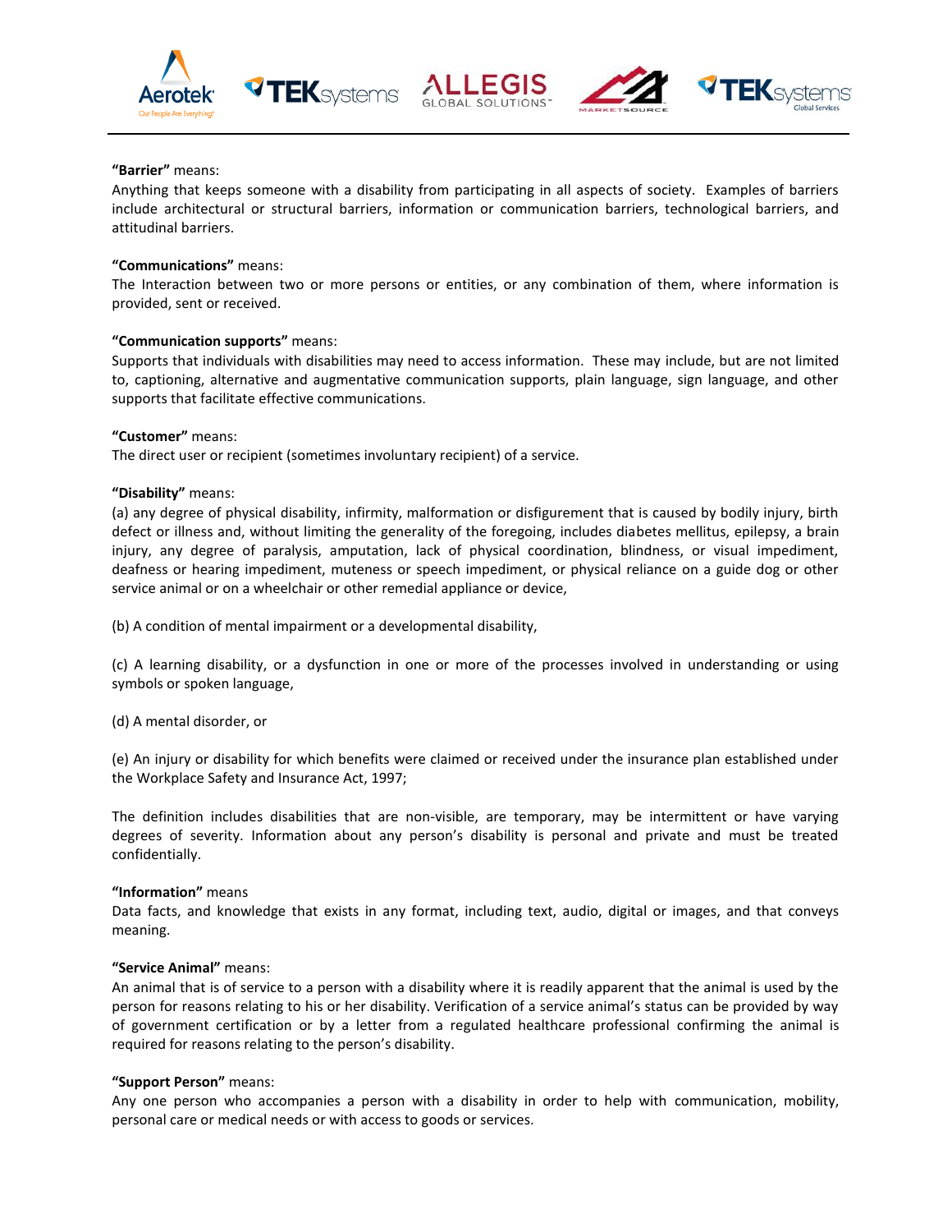**"Barrier"** means:
Anything that keeps someone with a disability from participating in all aspects of society. Examples of barriers include architectural or structural barriers, information or communication barriers, technological barriers, and attitudinal barriers.

**"Communications"** means:
The Interaction between two or more persons or entities, or any combination of them, where information is provided, sent or received.

**"Communication supports"** means:
Supports that individuals with disabilities may need to access information. These may include, but are not limited to, captioning, alternative and augmentative communication supports, plain language, sign language, and other supports that facilitate effective communications.

**"Customer"** means:
The direct user or recipient (sometimes involuntary recipient) of a service.

**"Disability"** means:
(a) any degree of physical disability, infirmity, malformation or disfigurement that is caused by bodily injury, birth defect or illness and, without limiting the generality of the foregoing, includes diabetes mellitus, epilepsy, a brain injury, any degree of paralysis, amputation, lack of physical coordination, blindness, or visual impediment, deafness or hearing impediment, muteness or speech impediment, or physical reliance on a guide dog or other service animal or on a wheelchair or other remedial appliance or device,

(b) A condition of mental impairment or a developmental disability,

(c) A learning disability, or a dysfunction in one or more of the processes involved in understanding or using symbols or spoken language,

(d) A mental disorder, or

(e) An injury or disability for which benefits were claimed or received under the insurance plan established under the Workplace Safety and Insurance Act, 1997;

The definition includes disabilities that are non-visible, are temporary, may be intermittent or have varying degrees of severity. Information about any person's disability is personal and private and must be treated confidentially.

**"Information"** means
Data facts, and knowledge that exists in any format, including text, audio, digital or images, and that conveys meaning.

**"Service Animal"** means:
An animal that is of service to a person with a disability where it is readily apparent that the animal is used by the person for reasons relating to his or her disability. Verification of a service animal's status can be provided by way of government certification or by a letter from a regulated healthcare professional confirming the animal is required for reasons relating to the person's disability.

**"Support Person"** means:
Any one person who accompanies a person with a disability in order to help with communication, mobility, personal care or medical needs or with access to goods or services.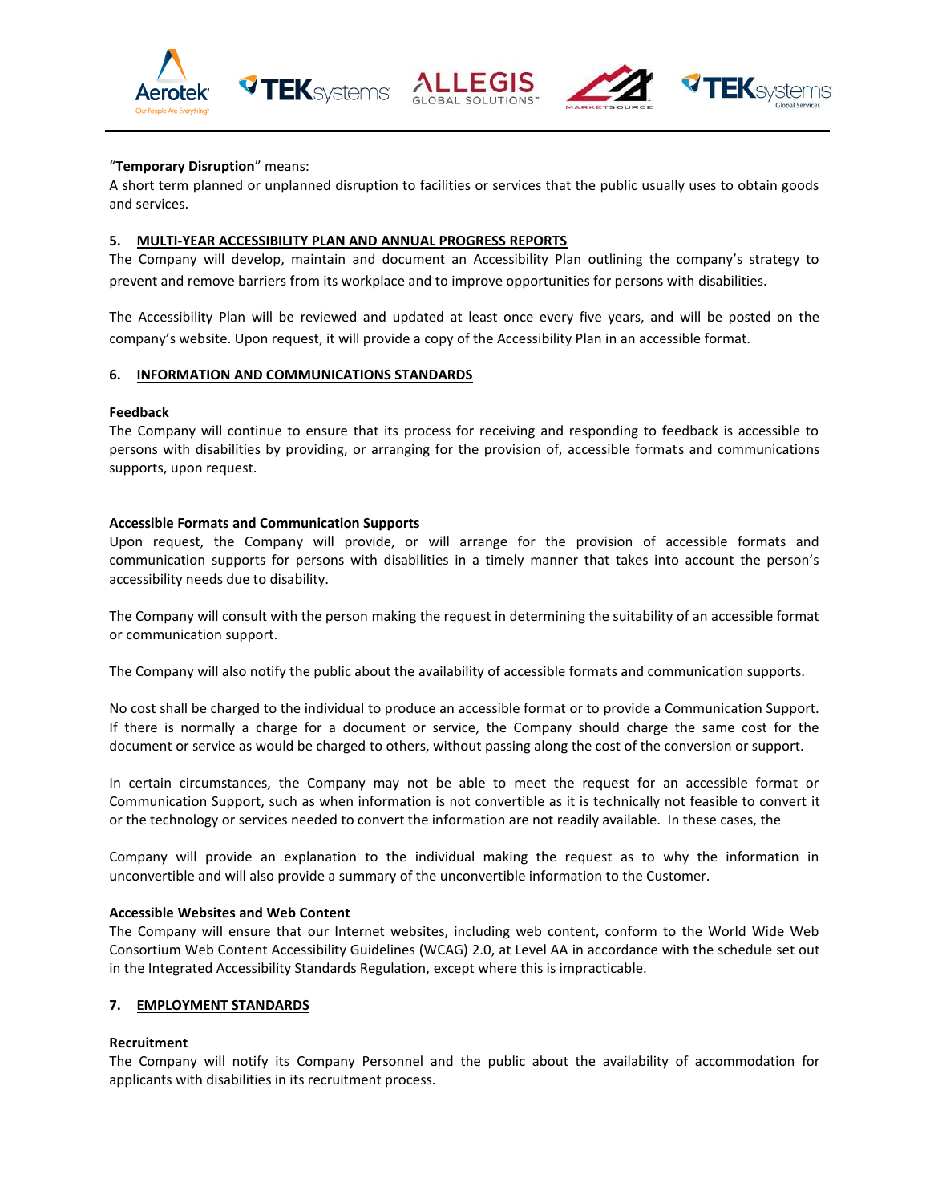"**Temporary Disruption**" means:

A short term planned or unplanned disruption to facilities or services that the public usually uses to obtain goods and services.

## 5. MULTI-YEAR ACCESSIBILITY PLAN AND ANNUAL PROGRESS REPORTS

The Company will develop, maintain and document an Accessibility Plan outlining the company's strategy to prevent and remove barriers from its workplace and to improve opportunities for persons with disabilities.

The Accessibility Plan will be reviewed and updated at least once every five years, and will be posted on the company's website. Upon request, it will provide a copy of the Accessibility Plan in an accessible format.

## 6. INFORMATION AND COMMUNICATIONS STANDARDS

**Feedback**

The Company will continue to ensure that its process for receiving and responding to feedback is accessible to persons with disabilities by providing, or arranging for the provision of, accessible formats and communications supports, upon request.

**Accessible Formats and Communication Supports**

Upon request, the Company will provide, or will arrange for the provision of accessible formats and communication supports for persons with disabilities in a timely manner that takes into account the person's accessibility needs due to disability.

The Company will consult with the person making the request in determining the suitability of an accessible format or communication support.

The Company will also notify the public about the availability of accessible formats and communication supports.

No cost shall be charged to the individual to produce an accessible format or to provide a Communication Support. If there is normally a charge for a document or service, the Company should charge the same cost for the document or service as would be charged to others, without passing along the cost of the conversion or support.

In certain circumstances, the Company may not be able to meet the request for an accessible format or Communication Support, such as when information is not convertible as it is technically not feasible to convert it or the technology or services needed to convert the information are not readily available. In these cases, the

Company will provide an explanation to the individual making the request as to why the information in unconvertible and will also provide a summary of the unconvertible information to the Customer.

**Accessible Websites and Web Content**

The Company will ensure that our Internet websites, including web content, conform to the World Wide Web Consortium Web Content Accessibility Guidelines (WCAG) 2.0, at Level AA in accordance with the schedule set out in the Integrated Accessibility Standards Regulation, except where this is impracticable.

## 7. EMPLOYMENT STANDARDS

**Recruitment**

The Company will notify its Company Personnel and the public about the availability of accommodation for applicants with disabilities in its recruitment process.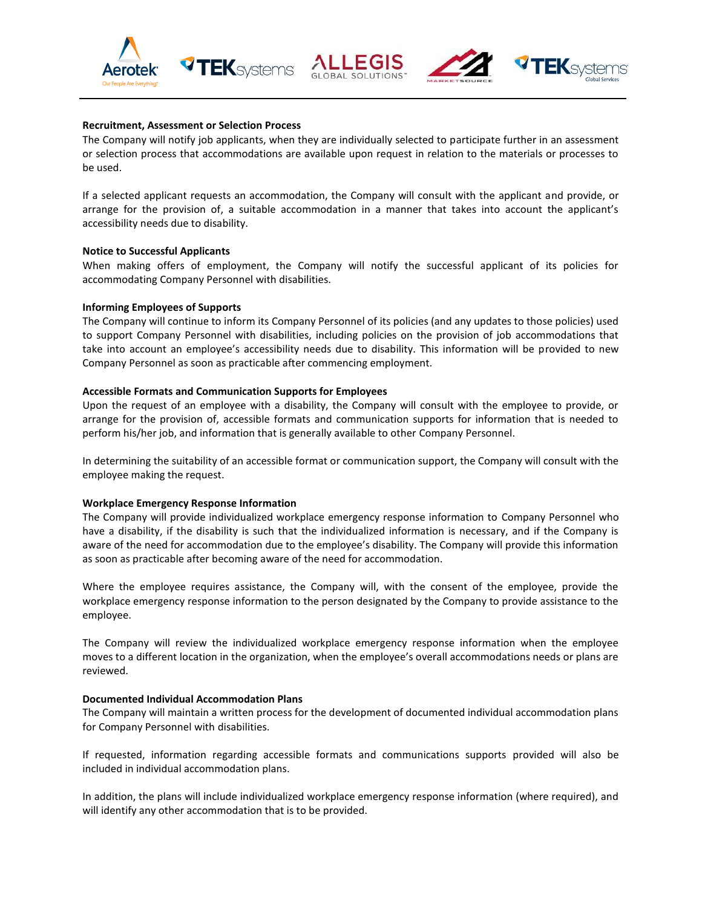**Recruitment, Assessment or Selection Process**

The Company will notify job applicants, when they are individually selected to participate further in an assessment or selection process that accommodations are available upon request in relation to the materials or processes to be used.

If a selected applicant requests an accommodation, the Company will consult with the applicant and provide, or arrange for the provision of, a suitable accommodation in a manner that takes into account the applicant's accessibility needs due to disability.

**Notice to Successful Applicants**

When making offers of employment, the Company will notify the successful applicant of its policies for accommodating Company Personnel with disabilities.

**Informing Employees of Supports**

The Company will continue to inform its Company Personnel of its policies (and any updates to those policies) used to support Company Personnel with disabilities, including policies on the provision of job accommodations that take into account an employee's accessibility needs due to disability. This information will be provided to new Company Personnel as soon as practicable after commencing employment.

**Accessible Formats and Communication Supports for Employees**

Upon the request of an employee with a disability, the Company will consult with the employee to provide, or arrange for the provision of, accessible formats and communication supports for information that is needed to perform his/her job, and information that is generally available to other Company Personnel.

In determining the suitability of an accessible format or communication support, the Company will consult with the employee making the request.

**Workplace Emergency Response Information**

The Company will provide individualized workplace emergency response information to Company Personnel who have a disability, if the disability is such that the individualized information is necessary, and if the Company is aware of the need for accommodation due to the employee's disability. The Company will provide this information as soon as practicable after becoming aware of the need for accommodation.

Where the employee requires assistance, the Company will, with the consent of the employee, provide the workplace emergency response information to the person designated by the Company to provide assistance to the employee.

The Company will review the individualized workplace emergency response information when the employee moves to a different location in the organization, when the employee's overall accommodations needs or plans are reviewed.

**Documented Individual Accommodation Plans**

The Company will maintain a written process for the development of documented individual accommodation plans for Company Personnel with disabilities.

If requested, information regarding accessible formats and communications supports provided will also be included in individual accommodation plans.

In addition, the plans will include individualized workplace emergency response information (where required), and will identify any other accommodation that is to be provided.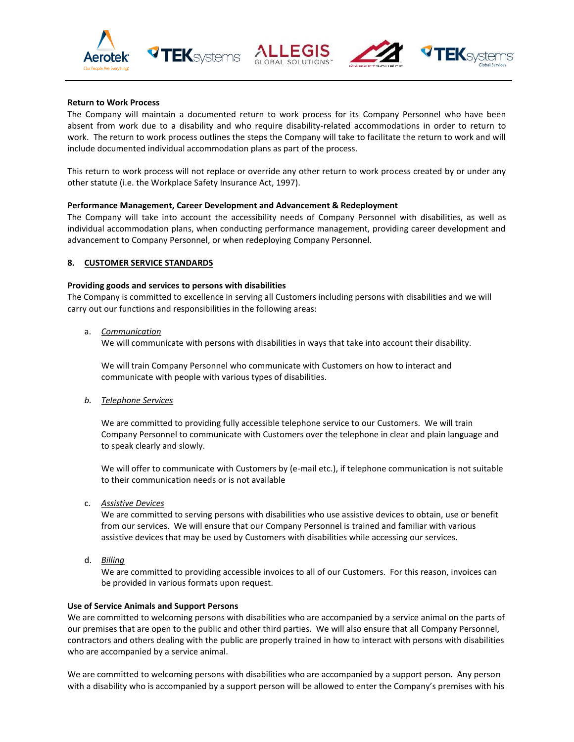**Return to Work Process**

The Company will maintain a documented return to work process for its Company Personnel who have been absent from work due to a disability and who require disability-related accommodations in order to return to work. The return to work process outlines the steps the Company will take to facilitate the return to work and will include documented individual accommodation plans as part of the process.

This return to work process will not replace or override any other return to work process created by or under any other statute (i.e. the Workplace Safety Insurance Act, 1997).

**Performance Management, Career Development and Advancement & Redeployment**

The Company will take into account the accessibility needs of Company Personnel with disabilities, as well as individual accommodation plans, when conducting performance management, providing career development and advancement to Company Personnel, or when redeploying Company Personnel.

## 8. CUSTOMER SERVICE STANDARDS

**Providing goods and services to persons with disabilities**

The Company is committed to excellence in serving all Customers including persons with disabilities and we will carry out our functions and responsibilities in the following areas:

a. *Communication*

   We will communicate with persons with disabilities in ways that take into account their disability.

   We will train Company Personnel who communicate with Customers on how to interact and communicate with people with various types of disabilities.

b. *Telephone Services*

   We are committed to providing fully accessible telephone service to our Customers. We will train Company Personnel to communicate with Customers over the telephone in clear and plain language and to speak clearly and slowly.

   We will offer to communicate with Customers by (e-mail etc.), if telephone communication is not suitable to their communication needs or is not available

c. *Assistive Devices*

   We are committed to serving persons with disabilities who use assistive devices to obtain, use or benefit from our services. We will ensure that our Company Personnel is trained and familiar with various assistive devices that may be used by Customers with disabilities while accessing our services.

d. *Billing*

   We are committed to providing accessible invoices to all of our Customers. For this reason, invoices can be provided in various formats upon request.

**Use of Service Animals and Support Persons**

We are committed to welcoming persons with disabilities who are accompanied by a service animal on the parts of our premises that are open to the public and other third parties. We will also ensure that all Company Personnel, contractors and others dealing with the public are properly trained in how to interact with persons with disabilities who are accompanied by a service animal.

We are committed to welcoming persons with disabilities who are accompanied by a support person. Any person with a disability who is accompanied by a support person will be allowed to enter the Company's premises with his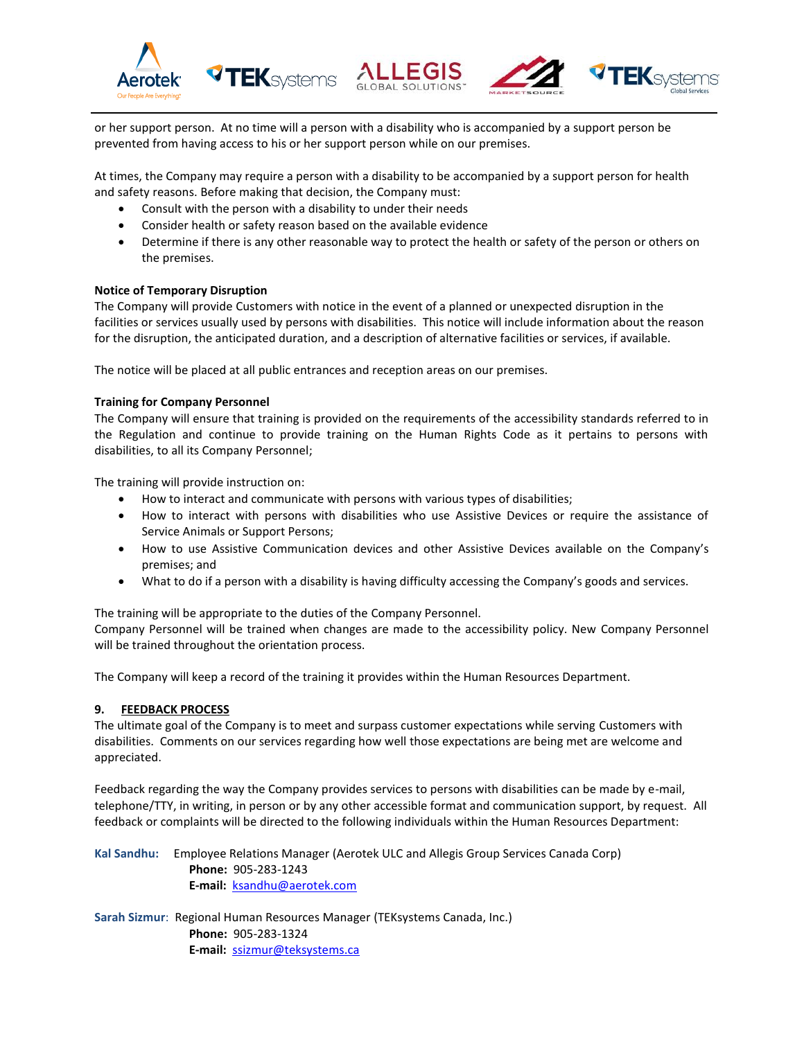or her support person. At no time will a person with a disability who is accompanied by a support person be prevented from having access to his or her support person while on our premises.

At times, the Company may require a person with a disability to be accompanied by a support person for health and safety reasons. Before making that decision, the Company must:

- Consult with the person with a disability to under their needs
- Consider health or safety reason based on the available evidence
- Determine if there is any other reasonable way to protect the health or safety of the person or others on the premises.

**Notice of Temporary Disruption**

The Company will provide Customers with notice in the event of a planned or unexpected disruption in the facilities or services usually used by persons with disabilities. This notice will include information about the reason for the disruption, the anticipated duration, and a description of alternative facilities or services, if available.

The notice will be placed at all public entrances and reception areas on our premises.

**Training for Company Personnel**

The Company will ensure that training is provided on the requirements of the accessibility standards referred to in the Regulation and continue to provide training on the Human Rights Code as it pertains to persons with disabilities, to all its Company Personnel;

The training will provide instruction on:

- How to interact and communicate with persons with various types of disabilities;
- How to interact with persons with disabilities who use Assistive Devices or require the assistance of Service Animals or Support Persons;
- How to use Assistive Communication devices and other Assistive Devices available on the Company's premises; and
- What to do if a person with a disability is having difficulty accessing the Company's goods and services.

The training will be appropriate to the duties of the Company Personnel.
Company Personnel will be trained when changes are made to the accessibility policy. New Company Personnel will be trained throughout the orientation process.

The Company will keep a record of the training it provides within the Human Resources Department.

## 9. FEEDBACK PROCESS

The ultimate goal of the Company is to meet and surpass customer expectations while serving Customers with disabilities. Comments on our services regarding how well those expectations are being met are welcome and appreciated.

Feedback regarding the way the Company provides services to persons with disabilities can be made by e-mail, telephone/TTY, in writing, in person or by any other accessible format and communication support, by request. All feedback or complaints will be directed to the following individuals within the Human Resources Department:

**Kal Sandhu:** Employee Relations Manager (Aerotek ULC and Allegis Group Services Canada Corp)
**Phone:** 905-283-1243
**E-mail:** ksandhu@aerotek.com

**Sarah Sizmur**: Regional Human Resources Manager (TEKsystems Canada, Inc.)
**Phone:** 905-283-1324
**E-mail:** ssizmur@teksystems.ca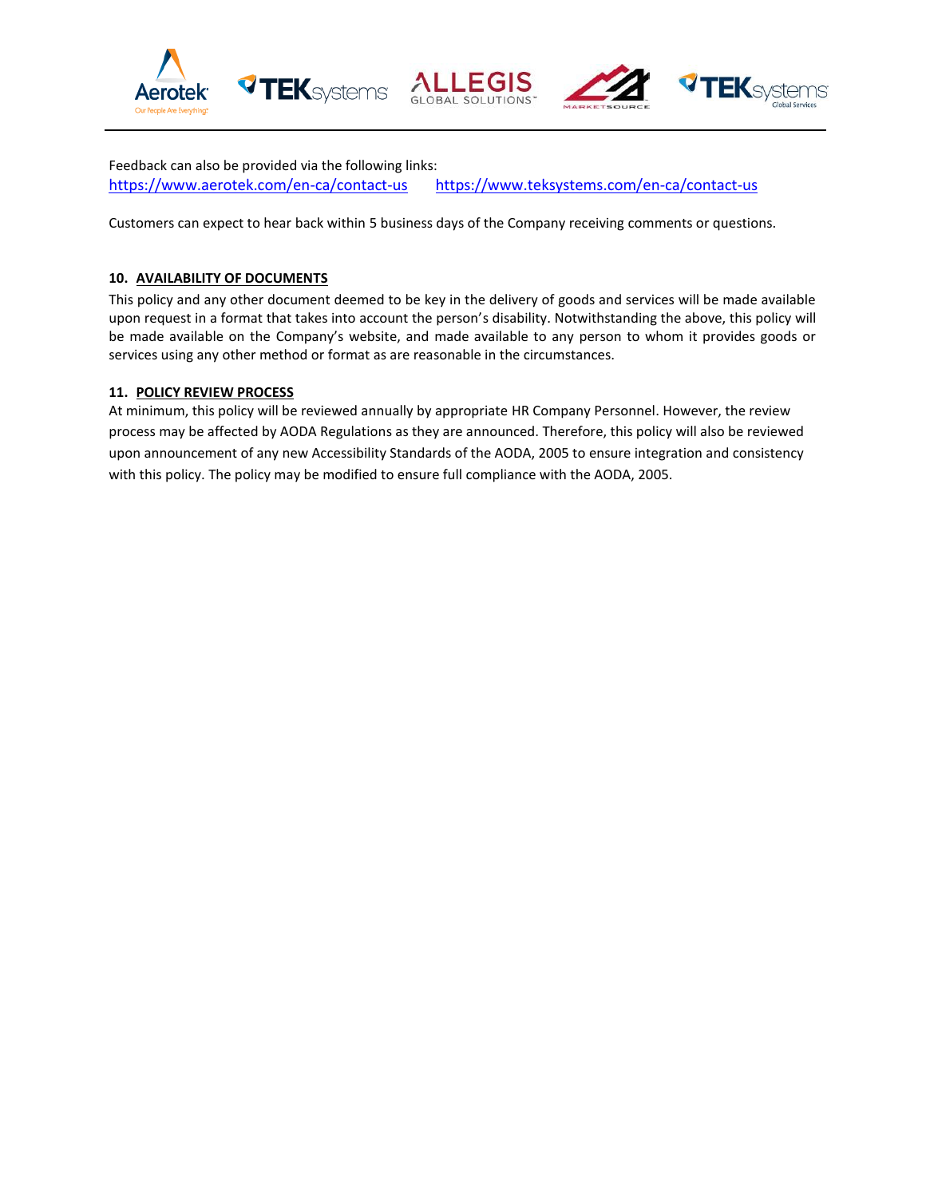Feedback can also be provided via the following links:
https://www.aerotek.com/en-ca/contact-us https://www.teksystems.com/en-ca/contact-us

Customers can expect to hear back within 5 business days of the Company receiving comments or questions.

## 10. AVAILABILITY OF DOCUMENTS

This policy and any other document deemed to be key in the delivery of goods and services will be made available upon request in a format that takes into account the person's disability. Notwithstanding the above, this policy will be made available on the Company's website, and made available to any person to whom it provides goods or services using any other method or format as are reasonable in the circumstances.

## 11. POLICY REVIEW PROCESS

At minimum, this policy will be reviewed annually by appropriate HR Company Personnel. However, the review process may be affected by AODA Regulations as they are announced. Therefore, this policy will also be reviewed upon announcement of any new Accessibility Standards of the AODA, 2005 to ensure integration and consistency with this policy. The policy may be modified to ensure full compliance with the AODA, 2005.